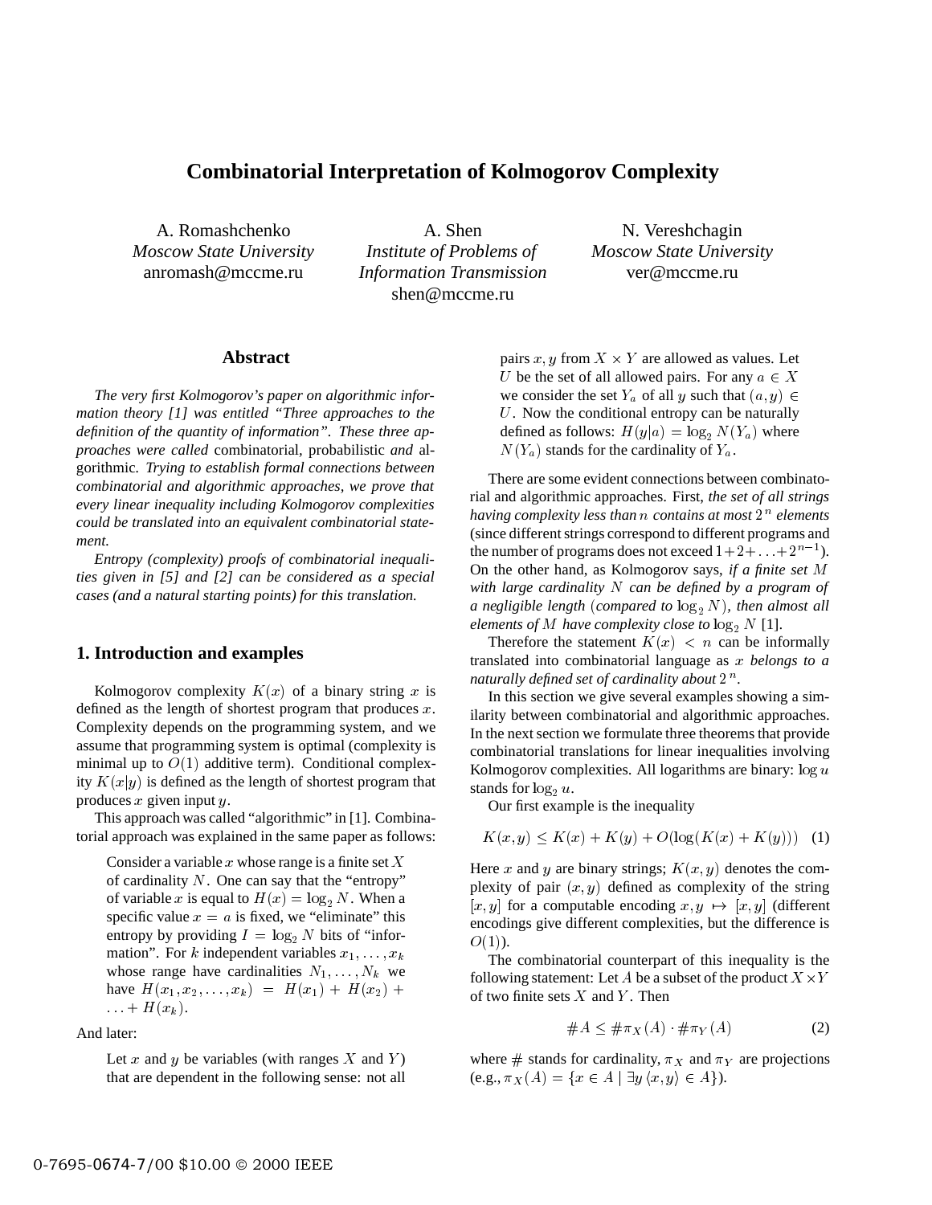# Combinatorial Interpretation of Kolmogorov Complexity

A. Romashchenko
*Moscow State University*
anromash@mccme.ru

A. Shen
*Institute of Problems of Information Transmission*
shen@mccme.ru

N. Vereshchagin
*Moscow State University*
ver@mccme.ru

## Abstract

*The very first Kolmogorov's paper on algorithmic information theory [1] was entitled "Three approaches to the definition of the quantity of information". These three approaches were called* combinatorial, probabilistic *and* algorithmic. *Trying to establish formal connections between combinatorial and algorithmic approaches, we prove that every linear inequality including Kolmogorov complexities could be translated into an equivalent combinatorial statement.*

*Entropy (complexity) proofs of combinatorial inequalities given in [5] and [2] can be considered as a special cases (and a natural starting points) for this translation.*

## 1. Introduction and examples

Kolmogorov complexity $K(x)$ of a binary string $x$ is defined as the length of shortest program that produces $x$. Complexity depends on the programming system, and we assume that programming system is optimal (complexity is minimal up to $O(1)$ additive term). Conditional complexity $K(x|y)$ is defined as the length of shortest program that produces $x$ given input $y$.

This approach was called "algorithmic" in [1]. Combinatorial approach was explained in the same paper as follows:

> Consider a variable $x$ whose range is a finite set $X$ of cardinality $N$. One can say that the "entropy" of variable $x$ is equal to $H(x) = \log_2 N$. When a specific value $x = a$ is fixed, we "eliminate" this entropy by providing $I = \log_2 N$ bits of "information". For $k$ independent variables $x_1, \ldots, x_k$ whose range have cardinalities $N_1, \ldots, N_k$ we have $H(x_1, x_2, \ldots, x_k) = H(x_1) + H(x_2) + \ldots + H(x_k)$.

And later:

> Let $x$ and $y$ be variables (with ranges $X$ and $Y$) that are dependent in the following sense: not all pairs $x, y$ from $X \times Y$ are allowed as values. Let $U$ be the set of all allowed pairs. For any $a \in X$ we consider the set $Y_a$ of all $y$ such that $(a, y) \in U$. Now the conditional entropy can be naturally defined as follows: $H(y|a) = \log_2 N(Y_a)$ where $N(Y_a)$ stands for the cardinality of $Y_a$.

There are some evident connections between combinatorial and algorithmic approaches. First, *the set of all strings having complexity less than* $n$ *contains at most* $2^n$ *elements* (since different strings correspond to different programs and the number of programs does not exceed $1+2+\ldots+2^{n-1}$). On the other hand, as Kolmogorov says, *if a finite set* $M$ *with large cardinality* $N$ *can be defined by a program of a negligible length* (*compared to* $\log_2 N$)*, then almost all elements of* $M$ *have complexity close to* $\log_2 N$ [1].

Therefore the statement $K(x) < n$ can be informally translated into combinatorial language as $x$ *belongs to a naturally defined set of cardinality about* $2^n$.

In this section we give several examples showing a similarity between combinatorial and algorithmic approaches. In the next section we formulate three theorems that provide combinatorial translations for linear inequalities involving Kolmogorov complexities. All logarithms are binary: $\log u$ stands for $\log_2 u$.

Our first example is the inequality

$$K(x, y) \le K(x) + K(y) + O(\log(K(x) + K(y))) \quad (1)$$

Here $x$ and $y$ are binary strings; $K(x, y)$ denotes the complexity of pair $(x, y)$ defined as complexity of the string $[x, y]$ for a computable encoding $x, y \mapsto [x, y]$ (different encodings give different complexities, but the difference is $O(1)$).

The combinatorial counterpart of this inequality is the following statement: Let $A$ be a subset of the product $X \times Y$ of two finite sets $X$ and $Y$. Then

$$\#A \le \#\pi_X(A) \cdot \#\pi_Y(A) \quad (2)$$

where $\#$ stands for cardinality, $\pi_X$ and $\pi_Y$ are projections (e.g., $\pi_X(A) = \{x \in A \mid \exists y \, \langle x, y\rangle \in A\}$).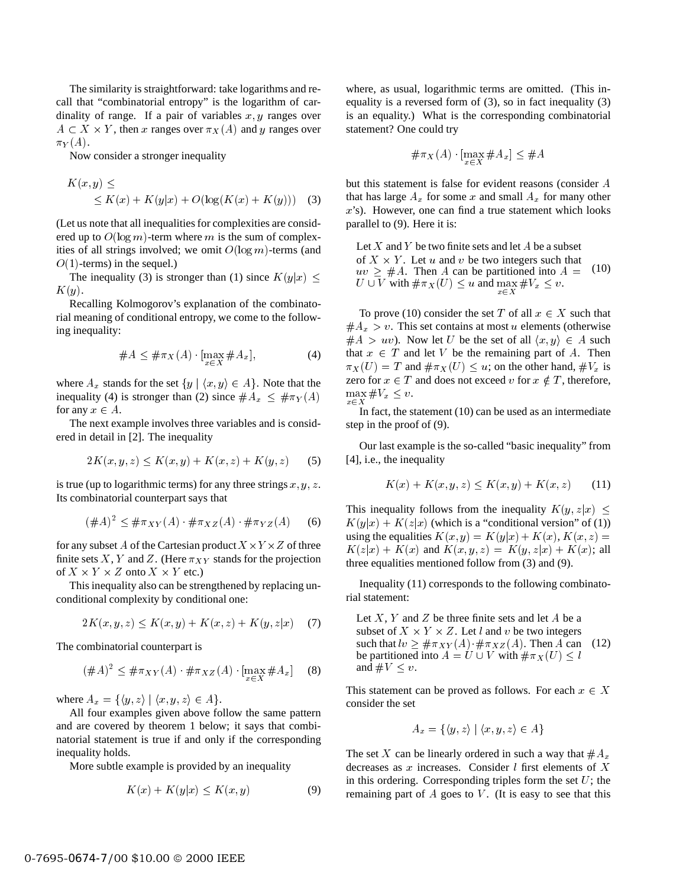The similarity is straightforward: take logarithms and recall that "combinatorial entropy" is the logarithm of cardinality of range. If a pair of variables $x, y$ ranges over $A \subset X \times Y$, then $x$ ranges over $\pi_X(A)$ and $y$ ranges over $\pi_Y(A)$.

Now consider a stronger inequality

$$K(x,y) \leq \\ \leq K(x) + K(y|x) + O(\log(K(x) + K(y))) \quad (3)$$

(Let us note that all inequalities for complexities are considered up to $O(\log m)$-term where $m$ is the sum of complexities of all strings involved; we omit $O(\log m)$-terms (and $O(1)$-terms) in the sequel.)

The inequality (3) is stronger than (1) since $K(y|x) \leq K(y)$.

Recalling Kolmogorov's explanation of the combinatorial meaning of conditional entropy, we come to the following inequality:

$$\#A \leq \#\pi_X(A) \cdot [\max_{x \in X} \#A_x], \quad (4)$$

where $A_x$ stands for the set $\{y \mid \langle x, y \rangle \in A\}$. Note that the inequality (4) is stronger than (2) since $\#A_x \leq \#\pi_Y(A)$ for any $x \in A$.

The next example involves three variables and is considered in detail in [2]. The inequality

$$2K(x,y,z) \leq K(x,y) + K(x,z) + K(y,z) \quad (5)$$

is true (up to logarithmic terms) for any three strings $x, y, z$. Its combinatorial counterpart says that

$$(\#A)^2 \leq \#\pi_{XY}(A) \cdot \#\pi_{XZ}(A) \cdot \#\pi_{YZ}(A) \quad (6)$$

for any subset $A$ of the Cartesian product $X \times Y \times Z$ of three finite sets $X$, $Y$ and $Z$. (Here $\pi_{XY}$ stands for the projection of $X \times Y \times Z$ onto $X \times Y$ etc.)

This inequality also can be strengthened by replacing unconditional complexity by conditional one:

$$2K(x,y,z) \leq K(x,y) + K(x,z) + K(y,z|x) \quad (7)$$

The combinatorial counterpart is

$$(\#A)^2 \leq \#\pi_{XY}(A) \cdot \#\pi_{XZ}(A) \cdot [\max_{x \in X} \#A_x] \quad (8)$$

where $A_x = \{\langle y, z \rangle \mid \langle x, y, z \rangle \in A\}$.

All four examples given above follow the same pattern and are covered by theorem 1 below; it says that combinatorial statement is true if and only if the corresponding inequality holds.

More subtle example is provided by an inequality

$$K(x) + K(y|x) \leq K(x,y) \quad (9)$$

where, as usual, logarithmic terms are omitted. (This inequality is a reversed form of (3), so in fact inequality (3) is an equality.) What is the corresponding combinatorial statement? One could try

$$\#\pi_X(A) \cdot [\max_{x \in X} \#A_x] \leq \#A$$

but this statement is false for evident reasons (consider $A$ that has large $A_x$ for some $x$ and small $A_x$ for many other $x$'s). However, one can find a true statement which looks parallel to (9). Here it is:

> Let $X$ and $Y$ be two finite sets and let $A$ be a subset of $X \times Y$. Let $u$ and $v$ be two integers such that $uv \geq \#A$. Then $A$ can be partitioned into $A = U \cup V$ with $\#\pi_X(U) \leq u$ and $\max_{x \in X} \#V_x \leq v$. (10)

To prove (10) consider the set $T$ of all $x \in X$ such that $\#A_x > v$. This set contains at most $u$ elements (otherwise $\#A > uv$). Now let $U$ be the set of all $\langle x, y \rangle \in A$ such that $x \in T$ and let $V$ be the remaining part of $A$. Then $\pi_X(U) = T$ and $\#\pi_X(U) \leq u$; on the other hand, $\#V_x$ is zero for $x \in T$ and does not exceed $v$ for $x \notin T$, therefore, $\max_{x \in X} \#V_x \leq v$.

In fact, the statement (10) can be used as an intermediate step in the proof of (9).

Our last example is the so-called "basic inequality" from [4], i.e., the inequality

$$K(x) + K(x,y,z) \leq K(x,y) + K(x,z) \quad (11)$$

This inequality follows from the inequality $K(y,z|x) \leq K(y|x) + K(z|x)$ (which is a "conditional version" of (1)) using the equalities $K(x,y) = K(y|x) + K(x)$, $K(x,z) = K(z|x) + K(x)$ and $K(x,y,z) = K(y,z|x) + K(x)$; all three equalities mentioned follow from (3) and (9).

Inequality (11) corresponds to the following combinatorial statement:

> Let $X$, $Y$ and $Z$ be three finite sets and let $A$ be a subset of $X \times Y \times Z$. Let $l$ and $v$ be two integers such that $lv \geq \#\pi_{XY}(A) \cdot \#\pi_{XZ}(A)$. Then $A$ can be partitioned into $A = U \cup V$ with $\#\pi_X(U) \leq l$ and $\#V \leq v$. (12)

This statement can be proved as follows. For each $x \in X$ consider the set

$$A_x = \{\langle y, z \rangle \mid \langle x, y, z \rangle \in A\}$$

The set $X$ can be linearly ordered in such a way that $\#A_x$ decreases as $x$ increases. Consider $l$ first elements of $X$ in this ordering. Corresponding triples form the set $U$; the remaining part of $A$ goes to $V$. (It is easy to see that this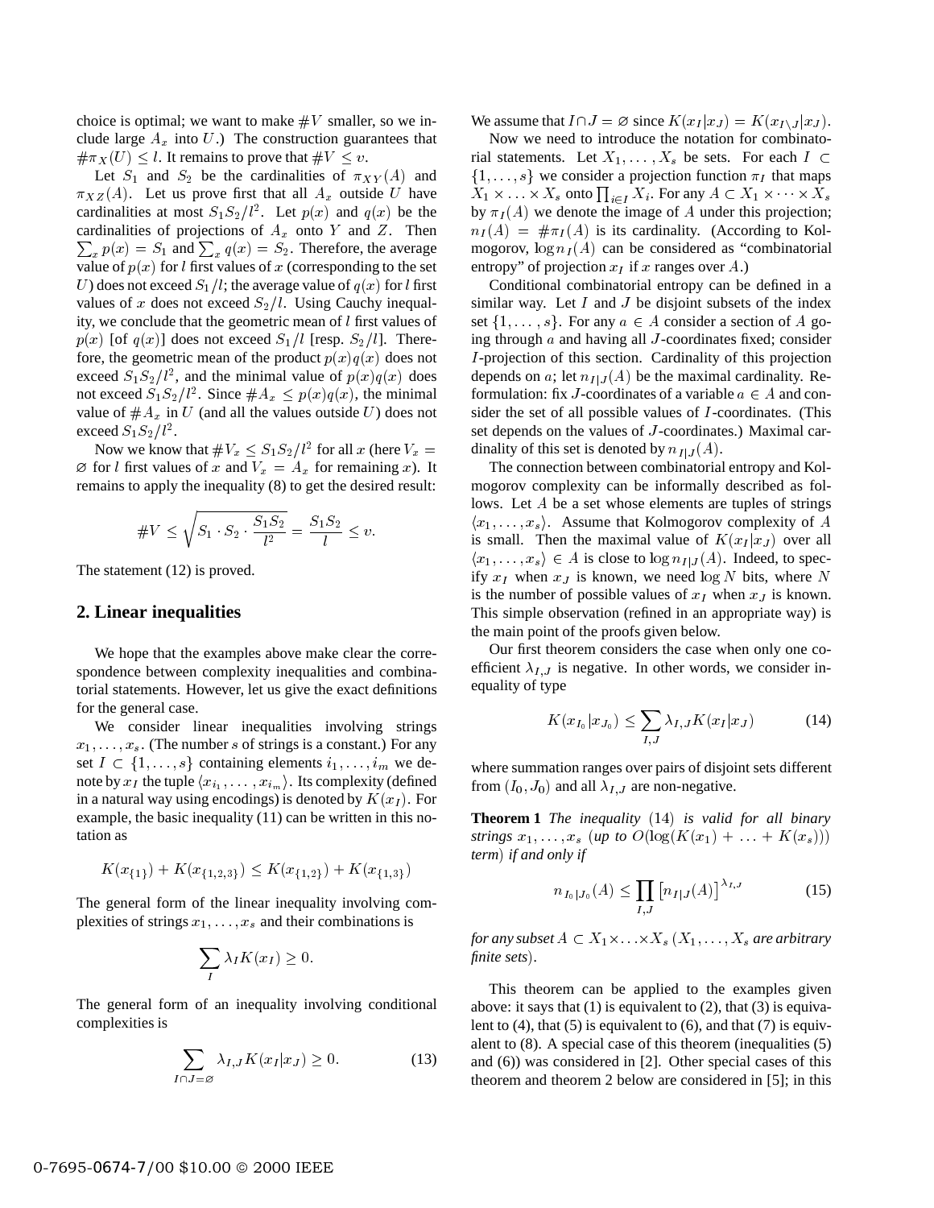choice is optimal; we want to make $\#V$ smaller, so we include large $A_x$ into $U$.) The construction guarantees that $\#\pi_X(U) \le l$. It remains to prove that $\#V \le v$.

Let $S_1$ and $S_2$ be the cardinalities of $\pi_{XY}(A)$ and $\pi_{XZ}(A)$. Let us prove first that all $A_x$ outside $U$ have cardinalities at most $S_1S_2/l^2$. Let $p(x)$ and $q(x)$ be the cardinalities of projections of $A_x$ onto $Y$ and $Z$. Then $\sum_x p(x) = S_1$ and $\sum_x q(x) = S_2$. Therefore, the average value of $p(x)$ for $l$ first values of $x$ (corresponding to the set $U$) does not exceed $S_1/l$; the average value of $q(x)$ for $l$ first values of $x$ does not exceed $S_2/l$. Using Cauchy inequality, we conclude that the geometric mean of $l$ first values of $p(x)$ [of $q(x)$] does not exceed $S_1/l$ [resp. $S_2/l$]. Therefore, the geometric mean of the product $p(x)q(x)$ does not exceed $S_1S_2/l^2$, and the minimal value of $p(x)q(x)$ does not exceed $S_1S_2/l^2$. Since $\#A_x \le p(x)q(x)$, the minimal value of $\#A_x$ in $U$ (and all the values outside $U$) does not exceed $S_1S_2/l^2$.

Now we know that $\#V_x \le S_1S_2/l^2$ for all $x$ (here $V_x = \varnothing$ for $l$ first values of $x$ and $V_x = A_x$ for remaining $x$). It remains to apply the inequality (8) to get the desired result:

$$\#V \le \sqrt{S_1 \cdot S_2 \cdot \frac{S_1S_2}{l^2}} = \frac{S_1S_2}{l} \le v.$$

The statement (12) is proved.

## 2. Linear inequalities

We hope that the examples above make clear the correspondence between complexity inequalities and combinatorial statements. However, let us give the exact definitions for the general case.

We consider linear inequalities involving strings $x_1, \ldots, x_s$. (The number $s$ of strings is a constant.) For any set $I \subset \{1, \ldots, s\}$ containing elements $i_1, \ldots, i_m$ we denote by $x_I$ the tuple $\langle x_{i_1}, \ldots, x_{i_m}\rangle$. Its complexity (defined in a natural way using encodings) is denoted by $K(x_I)$. For example, the basic inequality (11) can be written in this notation as

$$K(x_{\{1\}}) + K(x_{\{1,2,3\}}) \le K(x_{\{1,2\}}) + K(x_{\{1,3\}})$$

The general form of the linear inequality involving complexities of strings $x_1, \ldots, x_s$ and their combinations is

$$\sum_I \lambda_I K(x_I) \ge 0.$$

The general form of an inequality involving conditional complexities is

$$\sum_{I \cap J = \varnothing} \lambda_{I,J} K(x_I|x_J) \ge 0. \tag{13}$$

We assume that $I \cap J = \varnothing$ since $K(x_I|x_J) = K(x_{I\setminus J}|x_J)$.

Now we need to introduce the notation for combinatorial statements. Let $X_1, \ldots, X_s$ be sets. For each $I \subset \{1, \ldots, s\}$ we consider a projection function $\pi_I$ that maps $X_1 \times \ldots \times X_s$ onto $\prod_{i \in I} X_i$. For any $A \subset X_1 \times \cdots \times X_s$ by $\pi_I(A)$ we denote the image of $A$ under this projection; $n_I(A) = \#\pi_I(A)$ is its cardinality. (According to Kolmogorov, $\log n_I(A)$ can be considered as "combinatorial entropy" of projection $x_I$ if $x$ ranges over $A$.)

Conditional combinatorial entropy can be defined in a similar way. Let $I$ and $J$ be disjoint subsets of the index set $\{1, \ldots, s\}$. For any $a \in A$ consider a section of $A$ going through $a$ and having all $J$-coordinates fixed; consider $I$-projection of this section. Cardinality of this projection depends on $a$; let $n_{I|J}(A)$ be the maximal cardinality. Reformulation: fix $J$-coordinates of a variable $a \in A$ and consider the set of all possible values of $I$-coordinates. (This set depends on the values of $J$-coordinates.) Maximal cardinality of this set is denoted by $n_{I|J}(A)$.

The connection between combinatorial entropy and Kolmogorov complexity can be informally described as follows. Let $A$ be a set whose elements are tuples of strings $\langle x_1, \ldots, x_s\rangle$. Assume that Kolmogorov complexity of $A$ is small. Then the maximal value of $K(x_I|x_J)$ over all $\langle x_1, \ldots, x_s\rangle \in A$ is close to $\log n_{I|J}(A)$. Indeed, to specify $x_I$ when $x_J$ is known, we need $\log N$ bits, where $N$ is the number of possible values of $x_I$ when $x_J$ is known. This simple observation (refined in an appropriate way) is the main point of the proofs given below.

Our first theorem considers the case when only one coefficient $\lambda_{I,J}$ is negative. In other words, we consider inequality of type

$$K(x_{I_0}|x_{J_0}) \le \sum_{I,J} \lambda_{I,J} K(x_I|x_J) \tag{14}$$

where summation ranges over pairs of disjoint sets different from $(I_0, J_0)$ and all $\lambda_{I,J}$ are non-negative.

**Theorem 1** *The inequality* (14) *is valid for all binary strings* $x_1, \ldots, x_s$ (*up to* $O(\log(K(x_1) + \ldots + K(x_s)))$ *term*) *if and only if*

$$n_{I_0|J_0}(A) \le \prod_{I,J} \left[n_{I|J}(A)\right]^{\lambda_{I,J}} \tag{15}$$

*for any subset* $A \subset X_1 \times \ldots \times X_s$ ($X_1, \ldots, X_s$ *are arbitrary finite sets*).

This theorem can be applied to the examples given above: it says that (1) is equivalent to (2), that (3) is equivalent to (4), that (5) is equivalent to (6), and that (7) is equivalent to (8). A special case of this theorem (inequalities (5) and (6)) was considered in [2]. Other special cases of this theorem and theorem 2 below are considered in [5]; in this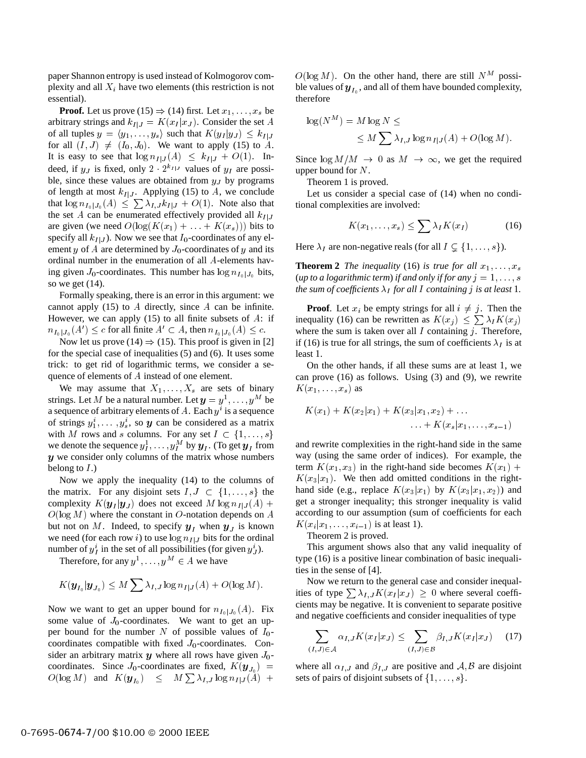paper Shannon entropy is used instead of Kolmogorov complexity and all $X_i$ have two elements (this restriction is not essential).

**Proof.** Let us prove (15) $\Rightarrow$ (14) first. Let $x_1, \dots, x_s$ be arbitrary strings and $k_{I|J} = K(x_I|x_J)$. Consider the set $A$ of all tuples $y = \langle y_1, \dots, y_s \rangle$ such that $K(y_I|y_J) \le k_{I|J}$ for all $(I, J) \ne (I_0, J_0)$. We want to apply (15) to $A$. It is easy to see that $\log n_{I|J}(A) \le k_{I|J} + O(1)$. Indeed, if $y_J$ is fixed, only $2 \cdot 2^{k_{I|J}}$ values of $y_I$ are possible, since these values are obtained from $y_J$ by programs of length at most $k_{I|J}$. Applying (15) to $A$, we conclude that $\log n_{I_0|J_0}(A) \le \sum \lambda_{I,J} k_{I|J} + O(1)$. Note also that the set $A$ can be enumerated effectively provided all $k_{I|J}$ are given (we need $O(\log(K(x_1) + \ldots + K(x_s)))$ bits to specify all $k_{I|J}$). Now we see that $I_0$-coordinates of any element $y$ of $A$ are determined by $J_0$-coordinates of $y$ and its ordinal number in the enumeration of all $A$-elements having given $J_0$-coordinates. This number has $\log n_{I_0|J_0}$ bits, so we get (14).

Formally speaking, there is an error in this argument: we cannot apply (15) to $A$ directly, since $A$ can be infinite. However, we can apply (15) to all finite subsets of $A$: if $n_{I_0|J_0}(A') \le c$ for all finite $A' \subset A$, then $n_{I_0|J_0}(A) \le c$.

Now let us prove (14) $\Rightarrow$ (15). This proof is given in [2] for the special case of inequalities (5) and (6). It uses some trick: to get rid of logarithmic terms, we consider a sequence of elements of $A$ instead of one element.

We may assume that $X_1, \dots, X_s$ are sets of binary strings. Let $M$ be a natural number. Let $\boldsymbol{y} = y^1, \dots, y^M$ be a sequence of arbitrary elements of $A$. Each $y^i$ is a sequence of strings $y^i_1, \dots, y^i_s$, so $\boldsymbol{y}$ can be considered as a matrix with $M$ rows and $s$ columns. For any set $I \subset \{1, \dots, s\}$ we denote the sequence $y^1_I, \dots, y^M_I$ by $\boldsymbol{y}_I$. (To get $\boldsymbol{y}_I$ from $\boldsymbol{y}$ we consider only columns of the matrix whose numbers belong to $I$.)

Now we apply the inequality (14) to the columns of the matrix. For any disjoint sets $I, J \subset \{1, \dots, s\}$ the complexity $K(\boldsymbol{y}_I|\boldsymbol{y}_J)$ does not exceed $M \log n_{I|J}(A) + O(\log M)$ where the constant in $O$-notation depends on $A$ but not on $M$. Indeed, to specify $\boldsymbol{y}_I$ when $\boldsymbol{y}_J$ is known we need (for each row $i$) to use $\log n_{I|J}$ bits for the ordinal number of $y^i_I$ in the set of all possibilities (for given $y^i_J$).

Therefore, for any $y^1, \dots, y^M \in A$ we have

$$K(\boldsymbol{y}_{I_0}|\boldsymbol{y}_{J_0}) \le M \sum \lambda_{I,J} \log n_{I|J}(A) + O(\log M).$$

Now we want to get an upper bound for $n_{I_0|J_0}(A)$. Fix some value of $J_0$-coordinates. We want to get an upper bound for the number $N$ of possible values of $I_0$-coordinates compatible with fixed $J_0$-coordinates. Consider an arbitrary matrix $\boldsymbol{y}$ where all rows have given $J_0$-coordinates. Since $J_0$-coordinates are fixed, $K(\boldsymbol{y}_{J_0}) = O(\log M)$ and $K(\boldsymbol{y}_{I_0}) \le M \sum \lambda_{I,J} \log n_{I|J}(A) + O(\log M)$. On the other hand, there are still $N^M$ possible values of $\boldsymbol{y}_{I_0}$, and all of them have bounded complexity, therefore

$$\log(N^M) = M \log N \le$$
$$\le M \sum \lambda_{I,J} \log n_{I|J}(A) + O(\log M).$$

Since $\log M/M \to 0$ as $M \to \infty$, we get the required upper bound for $N$.

Theorem 1 is proved.

Let us consider a special case of (14) when no conditional complexities are involved:

$$K(x_1, \dots, x_s) \le \sum \lambda_I K(x_I) \qquad (16)$$

Here $\lambda_I$ are non-negative reals (for all $I \subsetneq \{1, \dots, s\}$).

**Theorem 2** *The inequality* (16) *is true for all* $x_1, \dots, x_s$ (*up to a logarithmic term*) *if and only if for any* $j = 1, \dots, s$ *the sum of coefficients* $\lambda_I$ *for all* $I$ *containing* $j$ *is at least* 1.

**Proof**. Let $x_i$ be empty strings for all $i \ne j$. Then the inequality (16) can be rewritten as $K(x_j) \le \sum \lambda_I K(x_j)$ where the sum is taken over all $I$ containing $j$. Therefore, if (16) is true for all strings, the sum of coefficients $\lambda_I$ is at least 1.

On the other hands, if all these sums are at least 1, we can prove (16) as follows. Using (3) and (9), we rewrite $K(x_1, \dots, x_s)$ as

$$K(x_1) + K(x_2|x_1) + K(x_3|x_1, x_2) + \ldots$$
$$\ldots + K(x_s|x_1, \dots, x_{s-1})$$

and rewrite complexities in the right-hand side in the same way (using the same order of indices). For example, the term $K(x_1, x_3)$ in the right-hand side becomes $K(x_1) + K(x_3|x_1)$. We then add omitted conditions in the right-hand side (e.g., replace $K(x_3|x_1)$ by $K(x_3|x_1, x_2)$) and get a stronger inequality; this stronger inequality is valid according to our assumption (sum of coefficients for each $K(x_i|x_1, \dots, x_{i-1})$ is at least 1).

Theorem 2 is proved.

This argument shows also that any valid inequality of type (16) is a positive linear combination of basic inequalities in the sense of [4].

Now we return to the general case and consider inequalities of type $\sum \lambda_{I,J} K(x_I|x_J) \ge 0$ where several coefficients may be negative. It is convenient to separate positive and negative coefficients and consider inequalities of type

$$\sum_{(I,J) \in \mathcal{A}} \alpha_{I,J} K(x_I|x_J) \le \sum_{(I,J) \in \mathcal{B}} \beta_{I,J} K(x_I|x_J) \qquad (17)$$

where all $\alpha_{I,J}$ and $\beta_{I,J}$ are positive and $\mathcal{A}, \mathcal{B}$ are disjoint sets of pairs of disjoint subsets of $\{1, \dots, s\}$.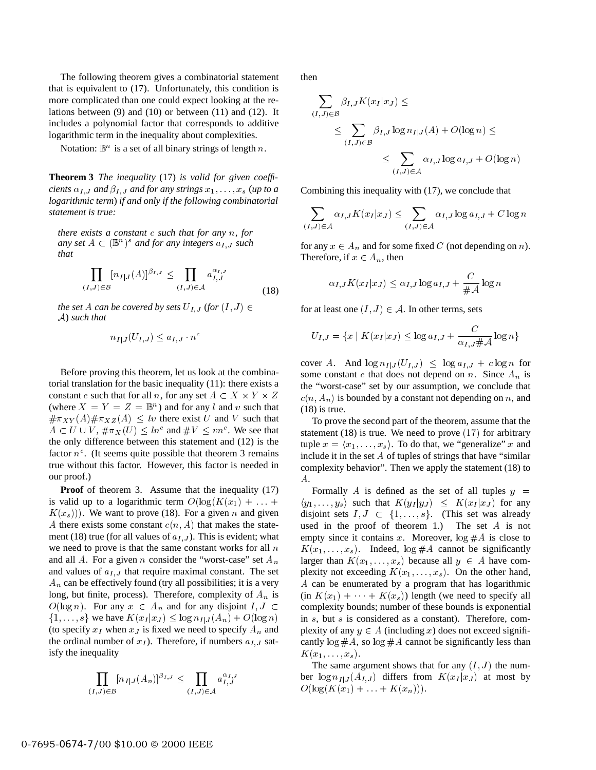The following theorem gives a combinatorial statement that is equivalent to (17). Unfortunately, this condition is more complicated than one could expect looking at the relations between (9) and (10) or between (11) and (12). It includes a polynomial factor that corresponds to additive logarithmic term in the inequality about complexities.

Notation: $\mathbb{B}^n$ is a set of all binary strings of length $n$.

**Theorem 3** *The inequality* (17) *is valid for given coefficients $\alpha_{I,J}$ and $\beta_{I,J}$ and for any strings $x_1, \ldots, x_s$ (up to a logarithmic term) if and only if the following combinatorial statement is true:*

> *there exists a constant $c$ such that for any $n$, for any set $A \subset (\mathbb{B}^n)^s$ and for any integers $a_{I,J}$ such that*
>
> $$\prod_{(I,J)\in\mathcal{B}} [n_{I|J}(A)]^{\beta_{I,J}} \le \prod_{(I,J)\in\mathcal{A}} a_{I,J}^{\alpha_{I,J}} \tag{18}$$
>
> *the set $A$ can be covered by sets $U_{I,J}$ (for $(I,J) \in \mathcal{A}$) such that*
>
> $$n_{I|J}(U_{I,J}) \le a_{I,J} \cdot n^c$$

Before proving this theorem, let us look at the combinatorial translation for the basic inequality (11): there exists a constant $c$ such that for all $n$, for any set $A \subset X \times Y \times Z$ (where $X = Y = Z = \mathbb{B}^n$) and for any $l$ and $v$ such that $\#\pi_{XY}(A)\#\pi_{XZ}(A) \le lv$ there exist $U$ and $V$ such that $A \subset U \cup V$, $\#\pi_X(U) \le ln^c$ and $\#V \le vn^c$. We see that the only difference between this statement and (12) is the factor $n^c$. (It seems quite possible that theorem 3 remains true without this factor. However, this factor is needed in our proof.)

**Proof** of theorem 3. Assume that the inequality (17) is valid up to a logarithmic term $O(\log(K(x_1) + \ldots + K(x_s)))$. We want to prove (18). For a given $n$ and given $A$ there exists some constant $c(n, A)$ that makes the statement (18) true (for all values of $a_{I,J}$). This is evident; what we need to prove is that the same constant works for all $n$ and all $A$. For a given $n$ consider the "worst-case" set $A_n$ and values of $a_{I,J}$ that require maximal constant. The set $A_n$ can be effectively found (try all possibilities; it is a very long, but finite, process). Therefore, complexity of $A_n$ is $O(\log n)$. For any $x \in A_n$ and for any disjoint $I, J \subset \{1, \ldots, s\}$ we have $K(x_I|x_J) \le \log n_{I|J}(A_n) + O(\log n)$ (to specify $x_I$ when $x_J$ is fixed we need to specify $A_n$ and the ordinal number of $x_I$). Therefore, if numbers $a_{I,J}$ satisfy the inequality

$$\prod_{(I,J)\in\mathcal{B}} [n_{I|J}(A_n)]^{\beta_{I,J}} \le \prod_{(I,J)\in\mathcal{A}} a_{I,J}^{\alpha_{I,J}}$$

then

$$\begin{aligned}
\sum_{(I,J)\in\mathcal{B}} &\beta_{I,J} K(x_I|x_J) \le \\
&\le \sum_{(I,J)\in\mathcal{B}} \beta_{I,J} \log n_{I|J}(A) + O(\log n) \le \\
&\qquad \le \sum_{(I,J)\in\mathcal{A}} \alpha_{I,J} \log a_{I,J} + O(\log n)
\end{aligned}$$

Combining this inequality with (17), we conclude that

$$\sum_{(I,J)\in\mathcal{A}} \alpha_{I,J} K(x_I|x_J) \le \sum_{(I,J)\in\mathcal{A}} \alpha_{I,J} \log a_{I,J} + C \log n$$

for any $x \in A_n$ and for some fixed $C$ (not depending on $n$). Therefore, if $x \in A_n$, then

$$\alpha_{I,J} K(x_I|x_J) \le \alpha_{I,J} \log a_{I,J} + \frac{C}{\#\mathcal{A}} \log n$$

for at least one $(I,J) \in \mathcal{A}$. In other terms, sets

$$U_{I,J} = \{x \mid K(x_I|x_J) \le \log a_{I,J} + \frac{C}{\alpha_{I,J}\#\mathcal{A}} \log n\}$$

cover $A$. And $\log n_{I|J}(U_{I,J}) \le \log a_{I,J} + c \log n$ for some constant $c$ that does not depend on $n$. Since $A_n$ is the "worst-case" set by our assumption, we conclude that $c(n, A_n)$ is bounded by a constant not depending on $n$, and (18) is true.

To prove the second part of the theorem, assume that the statement (18) is true. We need to prove (17) for arbitrary tuple $x = \langle x_1, \ldots, x_s \rangle$. To do that, we "generalize" $x$ and include it in the set $A$ of tuples of strings that have "similar complexity behavior". Then we apply the statement (18) to $A$.

Formally $A$ is defined as the set of all tuples $y = \langle y_1, \ldots, y_s \rangle$ such that $K(y_I|y_J) \le K(x_I|x_J)$ for any disjoint sets $I, J \subset \{1, \ldots, s\}$. (This set was already used in the proof of theorem 1.) The set $A$ is not empty since it contains $x$. Moreover, $\log \#A$ is close to $K(x_1, \ldots, x_s)$. Indeed, $\log \#A$ cannot be significantly larger than $K(x_1, \ldots, x_s)$ because all $y \in A$ have complexity not exceeding $K(x_1, \ldots, x_s)$. On the other hand, $A$ can be enumerated by a program that has logarithmic (in $K(x_1) + \cdots + K(x_s)$) length (we need to specify all complexity bounds; number of these bounds is exponential in $s$, but $s$ is considered as a constant). Therefore, complexity of any $y \in A$ (including $x$) does not exceed significantly $\log \#A$, so $\log \#A$ cannot be significantly less than $K(x_1, \ldots, x_s)$.

The same argument shows that for any $(I,J)$ the number $\log n_{I|J}(A_{I,J})$ differs from $K(x_I|x_J)$ at most by $O(\log(K(x_1) + \ldots + K(x_n)))$.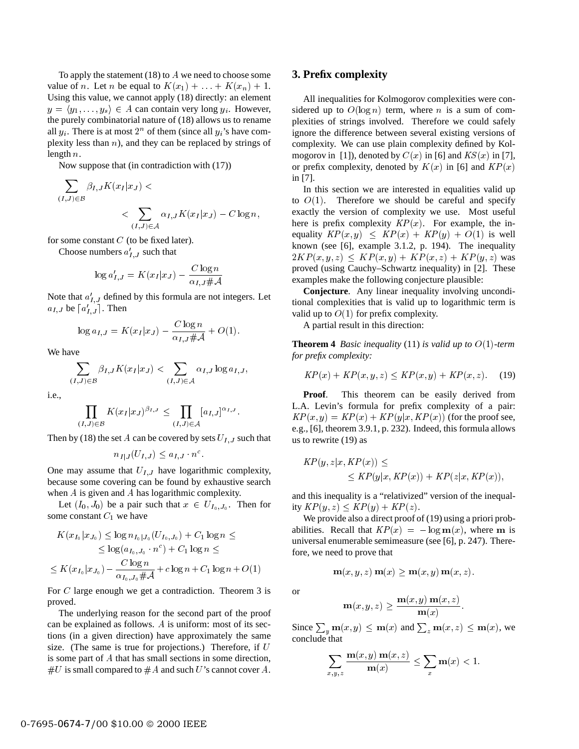To apply the statement (18) to $A$ we need to choose some value of $n$. Let $n$ be equal to $K(x_1) + \ldots + K(x_n) + 1$. Using this value, we cannot apply (18) directly: an element $y = \langle y_1, \ldots, y_s \rangle \in A$ can contain very long $y_i$. However, the purely combinatorial nature of (18) allows us to rename all $y_i$. There is at most $2^n$ of them (since all $y_i$'s have complexity less than $n$), and they can be replaced by strings of length $n$.

Now suppose that (in contradiction with (17))

$$\sum_{(I,J)\in\mathcal{B}} \beta_{I,J} K(x_I|x_J) < \\ < \sum_{(I,J)\in\mathcal{A}} \alpha_{I,J} K(x_I|x_J) - C\log n,$$

for some constant $C$ (to be fixed later).

Choose numbers $a'_{I,J}$ such that

$$\log a'_{I,J} = K(x_I|x_J) - \frac{C\log n}{\alpha_{I,J}\#\mathcal{A}}$$

Note that $a'_{I,J}$ defined by this formula are not integers. Let $a_{I,J}$ be $\lceil a'_{I,J} \rceil$. Then

$$\log a_{I,J} = K(x_I|x_J) - \frac{C\log n}{\alpha_{I,J}\#\mathcal{A}} + O(1).$$

We have

$$\sum_{(I,J)\in\mathcal{B}} \beta_{I,J} K(x_I|x_J) < \sum_{(I,J)\in\mathcal{A}} \alpha_{I,J} \log a_{I,J},$$

i.e.,

$$\prod_{(I,J)\in\mathcal{B}} K(x_I|x_J)^{\beta_{I,J}} \le \prod_{(I,J)\in\mathcal{A}} [a_{I,J}]^{\alpha_{I,J}}.$$

Then by (18) the set $A$ can be covered by sets $U_{I,J}$ such that

$$n_{I|J}(U_{I,J}) \le a_{I,J} \cdot n^c.$$

One may assume that $U_{I,J}$ have logarithmic complexity, because some covering can be found by exhaustive search when $A$ is given and $A$ has logarithmic complexity.

Let $(I_0, J_0)$ be a pair such that $x \in U_{I_0,J_0}$. Then for some constant $C_1$ we have

$$\begin{aligned} K(x_{I_0}|x_{J_0}) &\le \log n_{I_0|J_0}(U_{I_0,J_0}) + C_1 \log n \le \\ &\le \log(a_{I_0,J_0} \cdot n^c) + C_1\log n \le \\ &\le K(x_{I_0}|x_{J_0}) - \frac{C\log n}{\alpha_{I_0,J_0}\#\mathcal{A}} + c\log n + C_1 \log n + O(1) \end{aligned}$$

For $C$ large enough we get a contradiction. Theorem 3 is proved.

The underlying reason for the second part of the proof can be explained as follows. $A$ is uniform: most of its sections (in a given direction) have approximately the same size. (The same is true for projections.) Therefore, if $U$ is some part of $A$ that has small sections in some direction, $\#U$ is small compared to $\#A$ and such $U$'s cannot cover $A$.

## 3. Prefix complexity

All inequalities for Kolmogorov complexities were considered up to $O(\log n)$ term, where $n$ is a sum of complexities of strings involved. Therefore we could safely ignore the difference between several existing versions of complexity. We can use plain complexity defined by Kolmogorov in [1]), denoted by $C(x)$ in [6] and $KS(x)$ in [7], or prefix complexity, denoted by $K(x)$ in [6] and $KP(x)$ in [7].

In this section we are interested in equalities valid up to $O(1)$. Therefore we should be careful and specify exactly the version of complexity we use. Most useful here is prefix complexity $KP(x)$. For example, the inequality $KP(x,y) \le KP(x) + KP(y) + O(1)$ is well known (see [6], example 3.1.2, p. 194). The inequality $2KP(x,y,z) \le KP(x,y) + KP(x,z) + KP(y,z)$ was proved (using Cauchy–Schwartz inequality) in [2]. These examples make the following conjecture plausible:

**Conjecture**. Any linear inequality involving unconditional complexities that is valid up to logarithmic term is valid up to $O(1)$ for prefix complexity.

A partial result in this direction:

**Theorem 4** *Basic inequality* (11) *is valid up to $O(1)$-term for prefix complexity:*

$$KP(x) + KP(x,y,z) \le KP(x,y) + KP(x,z). \qquad (19)$$

**Proof**. This theorem can be easily derived from L.A. Levin's formula for prefix complexity of a pair: $KP(x,y) = KP(x) + KP(y|x, KP(x))$ (for the proof see, e.g., [6], theorem 3.9.1, p. 232). Indeed, this formula allows us to rewrite (19) as

$$KP(y,z|x,KP(x)) \le \\ \le KP(y|x,KP(x)) + KP(z|x,KP(x)),$$

and this inequality is a "relativized" version of the inequality $KP(y,z) \le KP(y) + KP(z)$.

We provide also a direct proof of (19) using a priori probabilities. Recall that $KP(x) = -\log \mathbf{m}(x)$, where $\mathbf{m}$ is universal enumerable semimeasure (see [6], p. 247). Therefore, we need to prove that

$$\mathbf{m}(x,y,z)\,\mathbf{m}(x) \ge \mathbf{m}(x,y)\,\mathbf{m}(x,z).$$

or

$$\mathbf{m}(x,y,z) \ge \frac{\mathbf{m}(x,y)\,\mathbf{m}(x,z)}{\mathbf{m}(x)}.$$

Since $\sum_y \mathbf{m}(x,y) \le \mathbf{m}(x)$ and $\sum_z \mathbf{m}(x,z) \le \mathbf{m}(x)$, we conclude that

$$\sum_{x,y,z} \frac{\mathbf{m}(x,y)\,\mathbf{m}(x,z)}{\mathbf{m}(x)} \le \sum_x \mathbf{m}(x) < 1.$$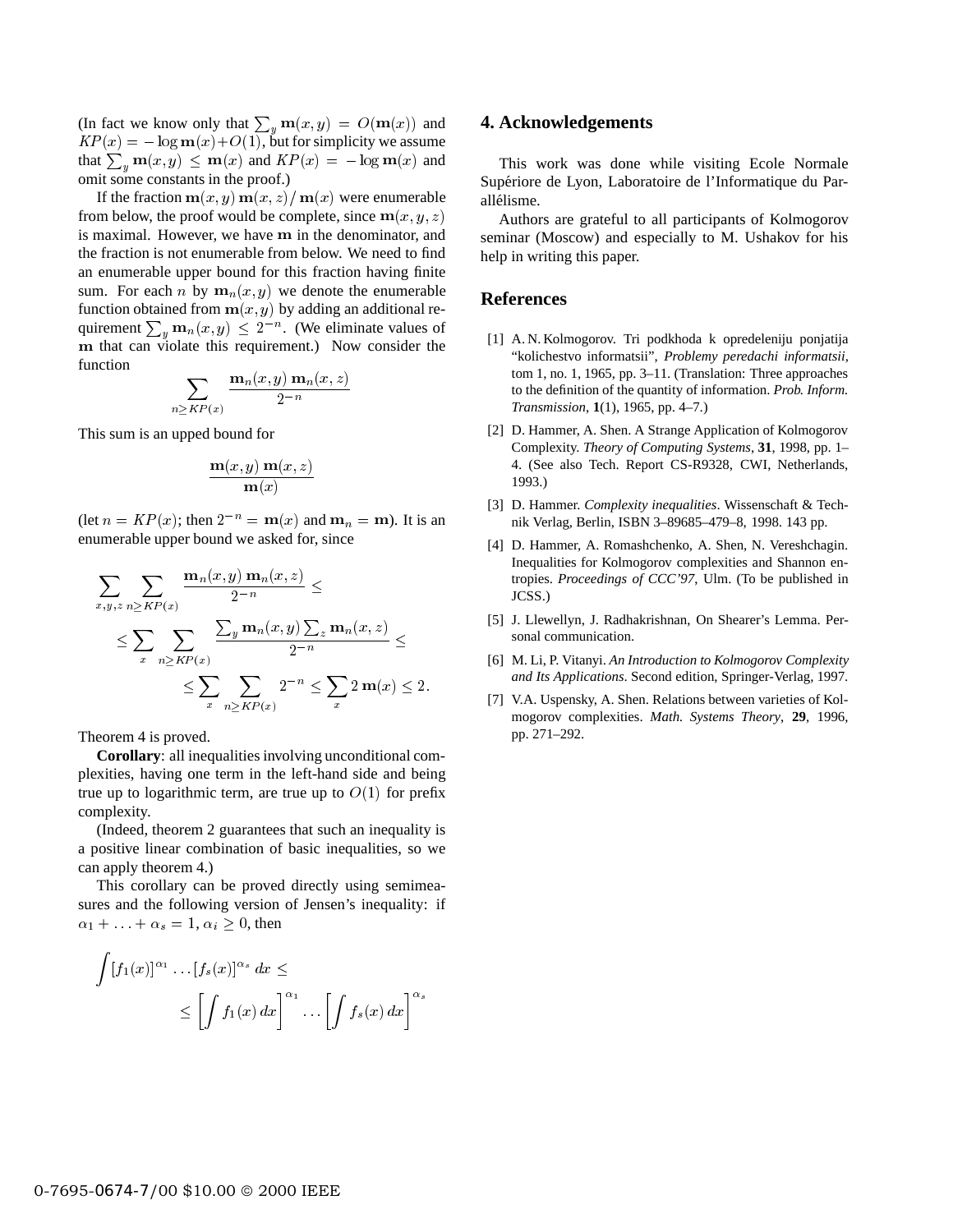(In fact we know only that $\sum_y \mathbf{m}(x,y) = O(\mathbf{m}(x))$ and $KP(x) = -\log \mathbf{m}(x)+O(1)$, but for simplicity we assume that $\sum_y \mathbf{m}(x,y) \le \mathbf{m}(x)$ and $KP(x) = -\log \mathbf{m}(x)$ and omit some constants in the proof.)

If the fraction $\mathbf{m}(x,y)\,\mathbf{m}(x,z)/\,\mathbf{m}(x)$ were enumerable from below, the proof would be complete, since $\mathbf{m}(x,y,z)$ is maximal. However, we have $\mathbf{m}$ in the denominator, and the fraction is not enumerable from below. We need to find an enumerable upper bound for this fraction having finite sum. For each $n$ by $\mathbf{m}_n(x,y)$ we denote the enumerable function obtained from $\mathbf{m}(x,y)$ by adding an additional requirement $\sum_y \mathbf{m}_n(x,y) \le 2^{-n}$. (We eliminate values of $\mathbf{m}$ that can violate this requirement.) Now consider the function

$$\sum_{n \ge KP(x)} \frac{\mathbf{m}_n(x,y)\,\mathbf{m}_n(x,z)}{2^{-n}}$$

This sum is an upped bound for

$$\frac{\mathbf{m}(x,y)\,\mathbf{m}(x,z)}{\mathbf{m}(x)}$$

(let $n = KP(x)$; then $2^{-n} = \mathbf{m}(x)$ and $\mathbf{m}_n = \mathbf{m}$). It is an enumerable upper bound we asked for, since

$$\sum_{x,y,z}\sum_{n\ge KP(x)} \frac{\mathbf{m}_n(x,y)\,\mathbf{m}_n(x,z)}{2^{-n}} \le$$
$$\le \sum_x \sum_{n \ge KP(x)} \frac{\sum_y \mathbf{m}_n(x,y)\sum_z \mathbf{m}_n(x,z)}{2^{-n}} \le$$
$$\le \sum_x \sum_{n\ge KP(x)} 2^{-n} \le \sum_x 2\,\mathbf{m}(x) \le 2.$$

Theorem 4 is proved.

**Corollary**: all inequalities involving unconditional complexities, having one term in the left-hand side and being true up to logarithmic term, are true up to $O(1)$ for prefix complexity.

(Indeed, theorem 2 guarantees that such an inequality is a positive linear combination of basic inequalities, so we can apply theorem 4.)

This corollary can be proved directly using semimeasures and the following version of Jensen's inequality: if $\alpha_1 + \ldots + \alpha_s = 1$, $\alpha_i \ge 0$, then

$$\int [f_1(x)]^{\alpha_1} \ldots [f_s(x)]^{\alpha_s}\, dx \le$$
$$\le \left[\int f_1(x)\,dx\right]^{\alpha_1} \ldots \left[\int f_s(x)\,dx\right]^{\alpha_s}$$

## 4. Acknowledgements

This work was done while visiting Ecole Normale Supériore de Lyon, Laboratoire de l'Informatique du Parallélisme.

Authors are grateful to all participants of Kolmogorov seminar (Moscow) and especially to M. Ushakov for his help in writing this paper.

## References

[1] A. N. Kolmogorov. Tri podkhoda k opredeleniju ponjatija "kolichestvo informatsii", *Problemy peredachi informatsii*, tom 1, no. 1, 1965, pp. 3–11. (Translation: Three approaches to the definition of the quantity of information. *Prob. Inform. Transmission*, **1**(1), 1965, pp. 4–7.)

[2] D. Hammer, A. Shen. A Strange Application of Kolmogorov Complexity. *Theory of Computing Systems*, **31**, 1998, pp. 1–4. (See also Tech. Report CS-R9328, CWI, Netherlands, 1993.)

[3] D. Hammer. *Complexity inequalities*. Wissenschaft & Technik Verlag, Berlin, ISBN 3–89685–479–8, 1998. 143 pp.

[4] D. Hammer, A. Romashchenko, A. Shen, N. Vereshchagin. Inequalities for Kolmogorov complexities and Shannon entropies. *Proceedings of CCC'97*, Ulm. (To be published in JCSS.)

[5] J. Llewellyn, J. Radhakrishnan, On Shearer's Lemma. Personal communication.

[6] M. Li, P. Vitanyi. *An Introduction to Kolmogorov Complexity and Its Applications*. Second edition, Springer-Verlag, 1997.

[7] V.A. Uspensky, A. Shen. Relations between varieties of Kolmogorov complexities. *Math. Systems Theory*, **29**, 1996, pp. 271–292.